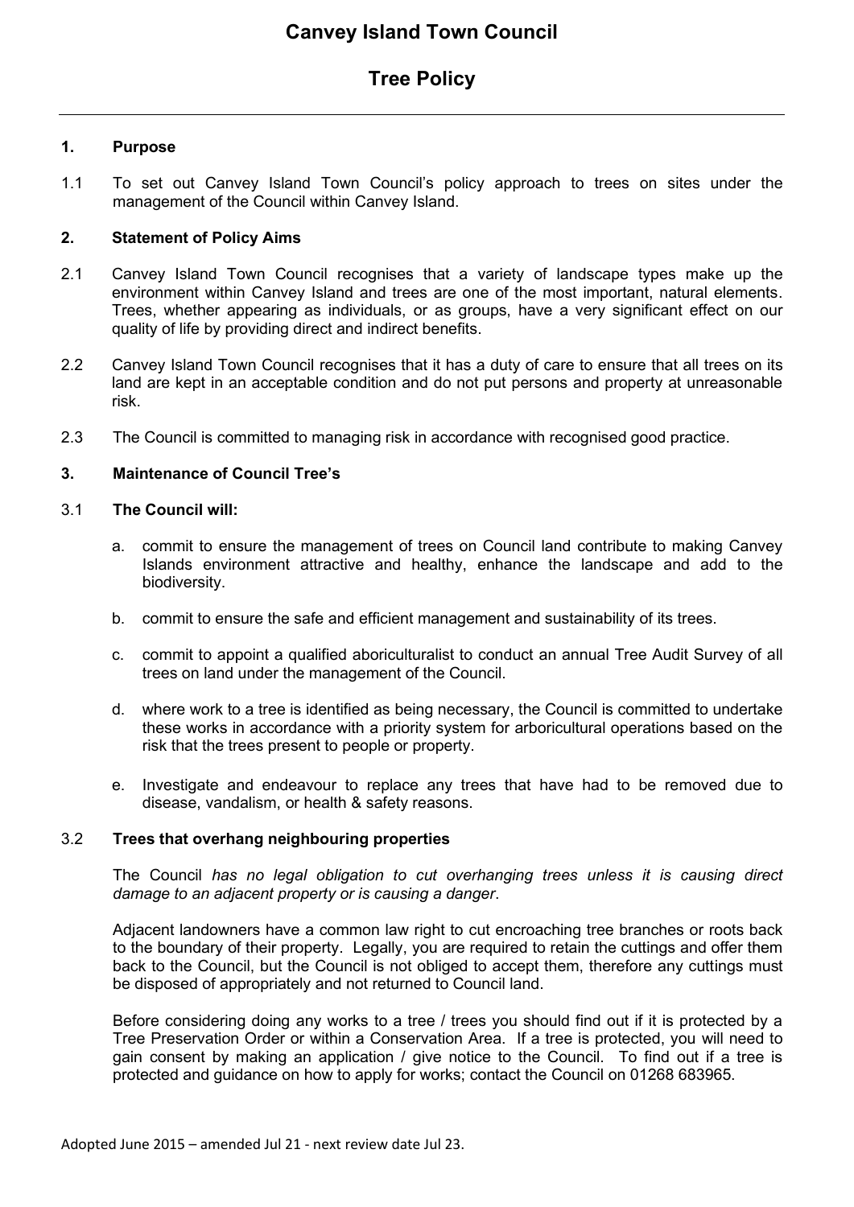# Canvey Island Town Council

## Tree Policy

---

### 1. Purpose

1.1 To set out Canvey Island Town Council's policy approach to trees on sites under the management of the Council within Canvey Island.

### 2. Statement of Policy Aims

2.1 Canvey Island Town Council recognises that a variety of landscape types make up the environment within Canvey Island and trees are one of the most important, natural elements. Trees, whether appearing as individuals, or as groups, have a very significant effect on our quality of life by providing direct and indirect benefits.

2.2 Canvey Island Town Council recognises that it has a duty of care to ensure that all trees on its land are kept in an acceptable condition and do not put persons and property at unreasonable risk.

2.3 The Council is committed to managing risk in accordance with recognised good practice.

### 3. Maintenance of Council Tree's

3.1 **The Council will:**

a. commit to ensure the management of trees on Council land contribute to making Canvey Islands environment attractive and healthy, enhance the landscape and add to the biodiversity.

b. commit to ensure the safe and efficient management and sustainability of its trees.

c. commit to appoint a qualified aboriculturalist to conduct an annual Tree Audit Survey of all trees on land under the management of the Council.

d. where work to a tree is identified as being necessary, the Council is committed to undertake these works in accordance with a priority system for arboricultural operations based on the risk that the trees present to people or property.

e. Investigate and endeavour to replace any trees that have had to be removed due to disease, vandalism, or health & safety reasons.

3.2 **Trees that overhang neighbouring properties**

The Council *has no legal obligation to cut overhanging trees unless it is causing direct damage to an adjacent property or is causing a danger*.

Adjacent landowners have a common law right to cut encroaching tree branches or roots back to the boundary of their property. Legally, you are required to retain the cuttings and offer them back to the Council, but the Council is not obliged to accept them, therefore any cuttings must be disposed of appropriately and not returned to Council land.

Before considering doing any works to a tree / trees you should find out if it is protected by a Tree Preservation Order or within a Conservation Area. If a tree is protected, you will need to gain consent by making an application / give notice to the Council. To find out if a tree is protected and guidance on how to apply for works; contact the Council on 01268 683965.

Adopted June 2015 – amended Jul 21 - next review date Jul 23.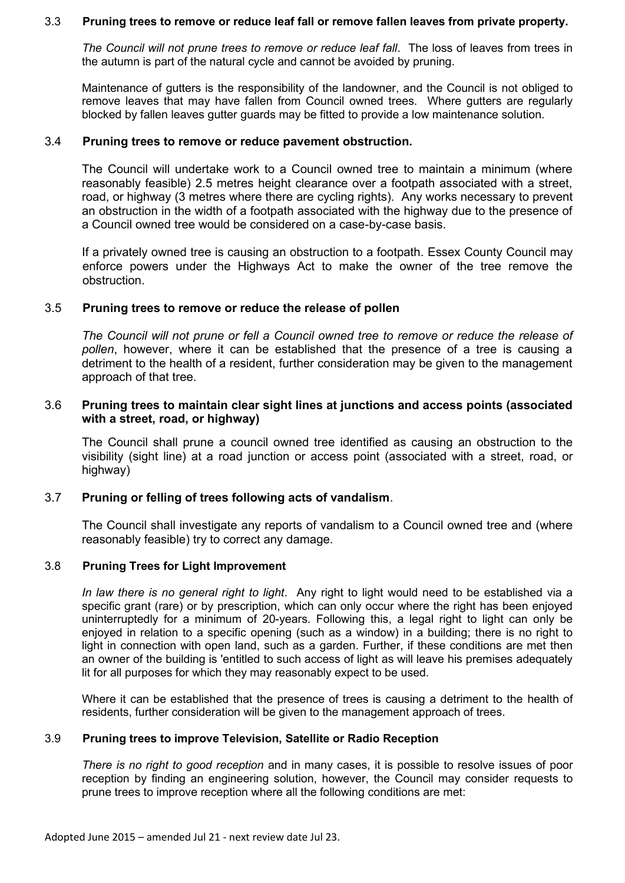### 3.3 Pruning trees to remove or reduce leaf fall or remove fallen leaves from private property.

*The Council will not prune trees to remove or reduce leaf fall*. The loss of leaves from trees in the autumn is part of the natural cycle and cannot be avoided by pruning.

Maintenance of gutters is the responsibility of the landowner, and the Council is not obliged to remove leaves that may have fallen from Council owned trees. Where gutters are regularly blocked by fallen leaves gutter guards may be fitted to provide a low maintenance solution.

### 3.4 Pruning trees to remove or reduce pavement obstruction.

The Council will undertake work to a Council owned tree to maintain a minimum (where reasonably feasible) 2.5 metres height clearance over a footpath associated with a street, road, or highway (3 metres where there are cycling rights). Any works necessary to prevent an obstruction in the width of a footpath associated with the highway due to the presence of a Council owned tree would be considered on a case-by-case basis.

If a privately owned tree is causing an obstruction to a footpath. Essex County Council may enforce powers under the Highways Act to make the owner of the tree remove the obstruction.

### 3.5 Pruning trees to remove or reduce the release of pollen

*The Council will not prune or fell a Council owned tree to remove or reduce the release of pollen*, however, where it can be established that the presence of a tree is causing a detriment to the health of a resident, further consideration may be given to the management approach of that tree.

### 3.6 Pruning trees to maintain clear sight lines at junctions and access points (associated with a street, road, or highway)

The Council shall prune a council owned tree identified as causing an obstruction to the visibility (sight line) at a road junction or access point (associated with a street, road, or highway)

### 3.7 Pruning or felling of trees following acts of vandalism.

The Council shall investigate any reports of vandalism to a Council owned tree and (where reasonably feasible) try to correct any damage.

### 3.8 Pruning Trees for Light Improvement

*In law there is no general right to light*. Any right to light would need to be established via a specific grant (rare) or by prescription, which can only occur where the right has been enjoyed uninterruptedly for a minimum of 20-years. Following this, a legal right to light can only be enjoyed in relation to a specific opening (such as a window) in a building; there is no right to light in connection with open land, such as a garden. Further, if these conditions are met then an owner of the building is 'entitled to such access of light as will leave his premises adequately lit for all purposes for which they may reasonably expect to be used.

Where it can be established that the presence of trees is causing a detriment to the health of residents, further consideration will be given to the management approach of trees.

### 3.9 Pruning trees to improve Television, Satellite or Radio Reception

*There is no right to good reception* and in many cases, it is possible to resolve issues of poor reception by finding an engineering solution, however, the Council may consider requests to prune trees to improve reception where all the following conditions are met: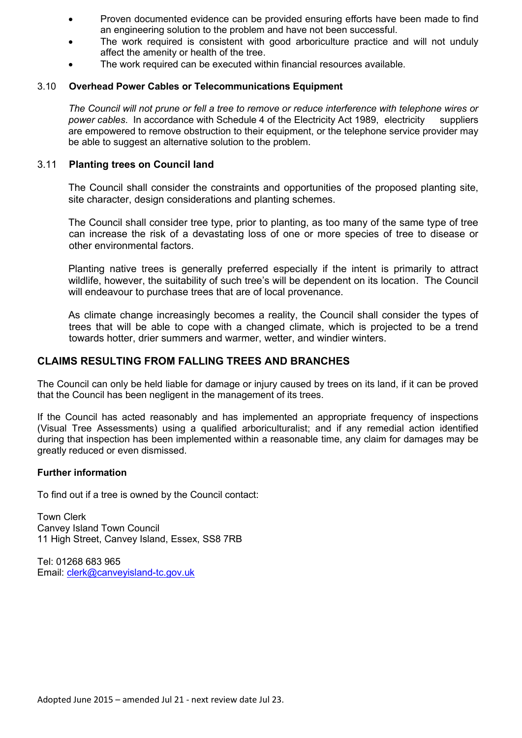- Proven documented evidence can be provided ensuring efforts have been made to find an engineering solution to the problem and have not been successful.
- The work required is consistent with good arboriculture practice and will not unduly affect the amenity or health of the tree.
- The work required can be executed within financial resources available.

### 3.10 Overhead Power Cables or Telecommunications Equipment

*The Council will not prune or fell a tree to remove or reduce interference with telephone wires or power cables*. In accordance with Schedule 4 of the Electricity Act 1989, electricity suppliers are empowered to remove obstruction to their equipment, or the telephone service provider may be able to suggest an alternative solution to the problem.

### 3.11 Planting trees on Council land

The Council shall consider the constraints and opportunities of the proposed planting site, site character, design considerations and planting schemes.

The Council shall consider tree type, prior to planting, as too many of the same type of tree can increase the risk of a devastating loss of one or more species of tree to disease or other environmental factors.

Planting native trees is generally preferred especially if the intent is primarily to attract wildlife, however, the suitability of such tree's will be dependent on its location. The Council will endeavour to purchase trees that are of local provenance.

As climate change increasingly becomes a reality, the Council shall consider the types of trees that will be able to cope with a changed climate, which is projected to be a trend towards hotter, drier summers and warmer, wetter, and windier winters.

## CLAIMS RESULTING FROM FALLING TREES AND BRANCHES

The Council can only be held liable for damage or injury caused by trees on its land, if it can be proved that the Council has been negligent in the management of its trees.

If the Council has acted reasonably and has implemented an appropriate frequency of inspections (Visual Tree Assessments) using a qualified arboriculturalist; and if any remedial action identified during that inspection has been implemented within a reasonable time, any claim for damages may be greatly reduced or even dismissed.

**Further information**

To find out if a tree is owned by the Council contact:

Town Clerk
Canvey Island Town Council
11 High Street, Canvey Island, Essex, SS8 7RB

Tel: 01268 683 965
Email: clerk@canveyisland-tc.gov.uk

Adopted June 2015 – amended Jul 21 - next review date Jul 23.